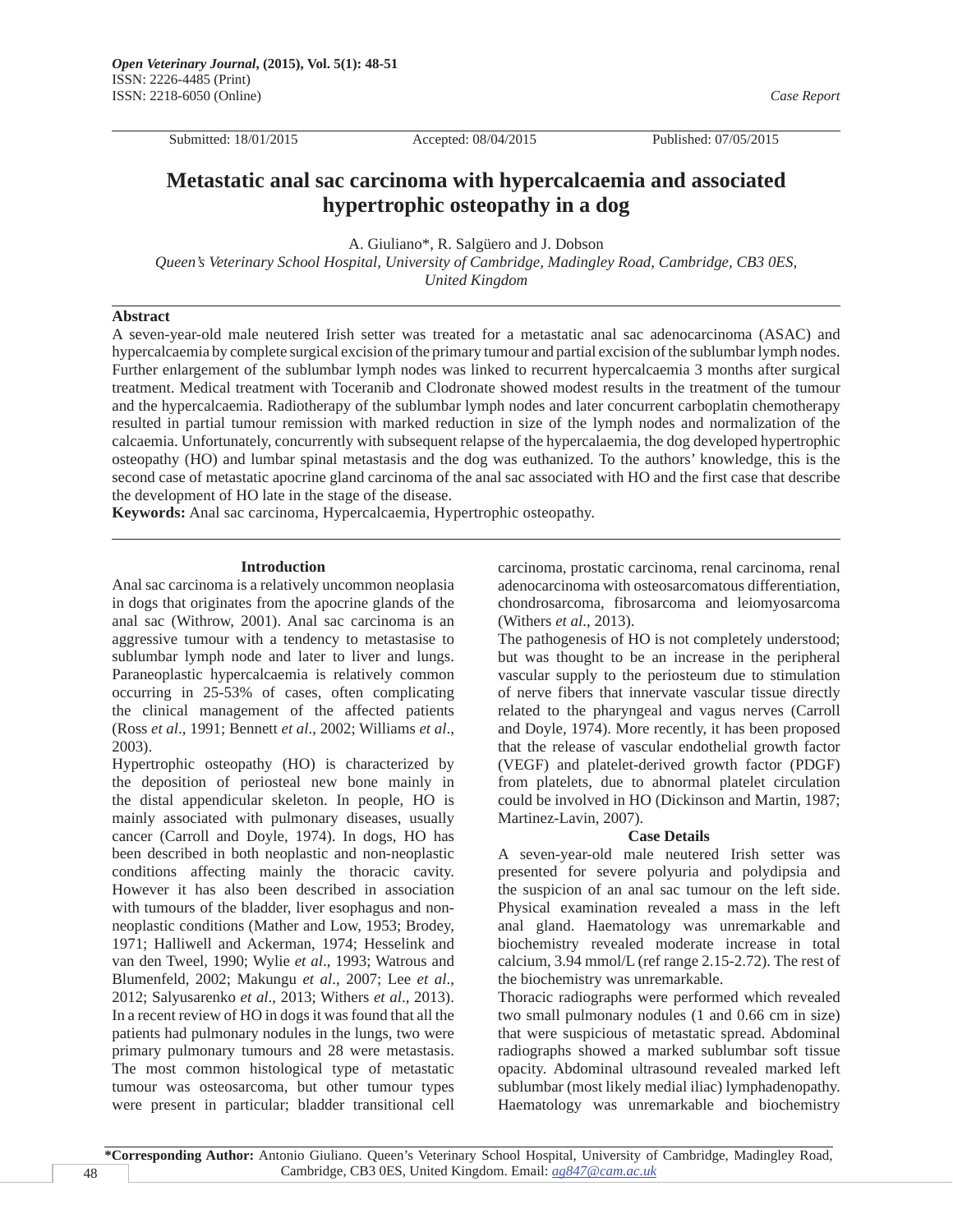Submitted: 18/01/2015 Accepted: 08/04/2015 Published: 07/05/2015

# Metastatic anal sac carcinoma with hypercalcaemia and associated hypertrophic osteopathy in a dog

A. Giuliano*, R. Salgüero and J. Dobson

*Queen's Veterinary School Hospital, University of Cambridge, Madingley Road, Cambridge, CB3 0ES, United Kingdom*

## Abstract

A seven-year-old male neutered Irish setter was treated for a metastatic anal sac adenocarcinoma (ASAC) and hypercalcaemia by complete surgical excision of the primary tumour and partial excision of the sublumbar lymph nodes. Further enlargement of the sublumbar lymph nodes was linked to recurrent hypercalcaemia 3 months after surgical treatment. Medical treatment with Toceranib and Clodronate showed modest results in the treatment of the tumour and the hypercalcaemia. Radiotherapy of the sublumbar lymph nodes and later concurrent carboplatin chemotherapy resulted in partial tumour remission with marked reduction in size of the lymph nodes and normalization of the calcaemia. Unfortunately, concurrently with subsequent relapse of the hypercalaemia, the dog developed hypertrophic osteopathy (HO) and lumbar spinal metastasis and the dog was euthanized. To the authors' knowledge, this is the second case of metastatic apocrine gland carcinoma of the anal sac associated with HO and the first case that describe the development of HO late in the stage of the disease.

**Keywords:** Anal sac carcinoma, Hypercalcaemia, Hypertrophic osteopathy.

## Introduction

Anal sac carcinoma is a relatively uncommon neoplasia in dogs that originates from the apocrine glands of the anal sac (Withrow, 2001). Anal sac carcinoma is an aggressive tumour with a tendency to metastasise to sublumbar lymph node and later to liver and lungs. Paraneoplastic hypercalcaemia is relatively common occurring in 25-53% of cases, often complicating the clinical management of the affected patients (Ross *et al*., 1991; Bennett *et al*., 2002; Williams *et al*., 2003).

Hypertrophic osteopathy (HO) is characterized by the deposition of periosteal new bone mainly in the distal appendicular skeleton. In people, HO is mainly associated with pulmonary diseases, usually cancer (Carroll and Doyle, 1974). In dogs, HO has been described in both neoplastic and non-neoplastic conditions affecting mainly the thoracic cavity. However it has also been described in association with tumours of the bladder, liver esophagus and non-neoplastic conditions (Mather and Low, 1953; Brodey, 1971; Halliwell and Ackerman, 1974; Hesselink and van den Tweel, 1990; Wylie *et al*., 1993; Watrous and Blumenfeld, 2002; Makungu *et al*., 2007; Lee *et al*., 2012; Salyusarenko *et al*., 2013; Withers *et al*., 2013). In a recent review of HO in dogs it was found that all the patients had pulmonary nodules in the lungs, two were primary pulmonary tumours and 28 were metastasis. The most common histological type of metastatic tumour was osteosarcoma, but other tumour types were present in particular; bladder transitional cell carcinoma, prostatic carcinoma, renal carcinoma, renal adenocarcinoma with osteosarcomatous differentiation, chondrosarcoma, fibrosarcoma and leiomyosarcoma (Withers *et al*., 2013).

The pathogenesis of HO is not completely understood; but was thought to be an increase in the peripheral vascular supply to the periosteum due to stimulation of nerve fibers that innervate vascular tissue directly related to the pharyngeal and vagus nerves (Carroll and Doyle, 1974). More recently, it has been proposed that the release of vascular endothelial growth factor (VEGF) and platelet-derived growth factor (PDGF) from platelets, due to abnormal platelet circulation could be involved in HO (Dickinson and Martin, 1987; Martinez-Lavin, 2007).

## Case Details

A seven-year-old male neutered Irish setter was presented for severe polyuria and polydipsia and the suspicion of an anal sac tumour on the left side. Physical examination revealed a mass in the left anal gland. Haematology was unremarkable and biochemistry revealed moderate increase in total calcium, 3.94 mmol/L (ref range 2.15-2.72). The rest of the biochemistry was unremarkable.

Thoracic radiographs were performed which revealed two small pulmonary nodules (1 and 0.66 cm in size) that were suspicious of metastatic spread. Abdominal radiographs showed a marked sublumbar soft tissue opacity. Abdominal ultrasound revealed marked left sublumbar (most likely medial iliac) lymphadenopathy. Haematology was unremarkable and biochemistry

**\*Corresponding Author:** Antonio Giuliano. Queen's Veterinary School Hospital, University of Cambridge, Madingley Road, Cambridge, CB3 0ES, United Kingdom. Email: *ag847@cam.ac.uk*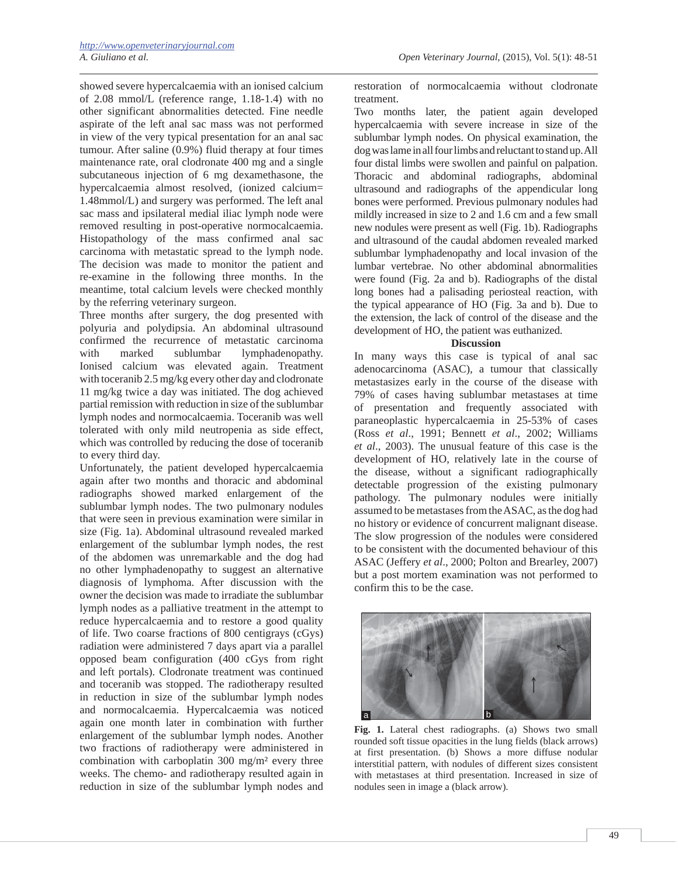showed severe hypercalcaemia with an ionised calcium of 2.08 mmol/L (reference range, 1.18-1.4) with no other significant abnormalities detected. Fine needle aspirate of the left anal sac mass was not performed in view of the very typical presentation for an anal sac tumour. After saline (0.9%) fluid therapy at four times maintenance rate, oral clodronate 400 mg and a single subcutaneous injection of 6 mg dexamethasone, the hypercalcaemia almost resolved, (ionized calcium= 1.48mmol/L) and surgery was performed. The left anal sac mass and ipsilateral medial iliac lymph node were removed resulting in post-operative normocalcaemia. Histopathology of the mass confirmed anal sac carcinoma with metastatic spread to the lymph node. The decision was made to monitor the patient and re-examine in the following three months. In the meantime, total calcium levels were checked monthly by the referring veterinary surgeon.

Three months after surgery, the dog presented with polyuria and polydipsia. An abdominal ultrasound confirmed the recurrence of metastatic carcinoma with marked sublumbar lymphadenopathy. Ionised calcium was elevated again. Treatment with toceranib 2.5 mg/kg every other day and clodronate 11 mg/kg twice a day was initiated. The dog achieved partial remission with reduction in size of the sublumbar lymph nodes and normocalcaemia. Toceranib was well tolerated with only mild neutropenia as side effect, which was controlled by reducing the dose of toceranib to every third day.

Unfortunately, the patient developed hypercalcaemia again after two months and thoracic and abdominal radiographs showed marked enlargement of the sublumbar lymph nodes. The two pulmonary nodules that were seen in previous examination were similar in size (Fig. 1a). Abdominal ultrasound revealed marked enlargement of the sublumbar lymph nodes, the rest of the abdomen was unremarkable and the dog had no other lymphadenopathy to suggest an alternative diagnosis of lymphoma. After discussion with the owner the decision was made to irradiate the sublumbar lymph nodes as a palliative treatment in the attempt to reduce hypercalcaemia and to restore a good quality of life. Two coarse fractions of 800 centigrays (cGys) radiation were administered 7 days apart via a parallel opposed beam configuration (400 cGys from right and left portals). Clodronate treatment was continued and toceranib was stopped. The radiotherapy resulted in reduction in size of the sublumbar lymph nodes and normocalcaemia. Hypercalcaemia was noticed again one month later in combination with further enlargement of the sublumbar lymph nodes. Another two fractions of radiotherapy were administered in combination with carboplatin 300 mg/m² every three weeks. The chemo- and radiotherapy resulted again in reduction in size of the sublumbar lymph nodes and restoration of normocalcaemia without clodronate treatment.

Two months later, the patient again developed hypercalcaemia with severe increase in size of the sublumbar lymph nodes. On physical examination, the dog was lame in all four limbs and reluctant to stand up. All four distal limbs were swollen and painful on palpation. Thoracic and abdominal radiographs, abdominal ultrasound and radiographs of the appendicular long bones were performed. Previous pulmonary nodules had mildly increased in size to 2 and 1.6 cm and a few small new nodules were present as well (Fig. 1b). Radiographs and ultrasound of the caudal abdomen revealed marked sublumbar lymphadenopathy and local invasion of the lumbar vertebrae. No other abdominal abnormalities were found (Fig. 2a and b). Radiographs of the distal long bones had a palisading periosteal reaction, with the typical appearance of HO (Fig. 3a and b). Due to the extension, the lack of control of the disease and the development of HO, the patient was euthanized.

## Discussion

In many ways this case is typical of anal sac adenocarcinoma (ASAC), a tumour that classically metastasizes early in the course of the disease with 79% of cases having sublumbar metastases at time of presentation and frequently associated with paraneoplastic hypercalcaemia in 25-53% of cases (Ross *et al*., 1991; Bennett *et al*., 2002; Williams *et al*., 2003). The unusual feature of this case is the development of HO, relatively late in the course of the disease, without a significant radiographically detectable progression of the existing pulmonary pathology. The pulmonary nodules were initially assumed to be metastases from the ASAC, as the dog had no history or evidence of concurrent malignant disease. The slow progression of the nodules were considered to be consistent with the documented behaviour of this ASAC (Jeffery *et al*., 2000; Polton and Brearley, 2007) but a post mortem examination was not performed to confirm this to be the case.

**Fig. 1.** Lateral chest radiographs. (a) Shows two small rounded soft tissue opacities in the lung fields (black arrows) at first presentation. (b) Shows a more diffuse nodular interstitial pattern, with nodules of different sizes consistent with metastases at third presentation. Increased in size of nodules seen in image a (black arrow).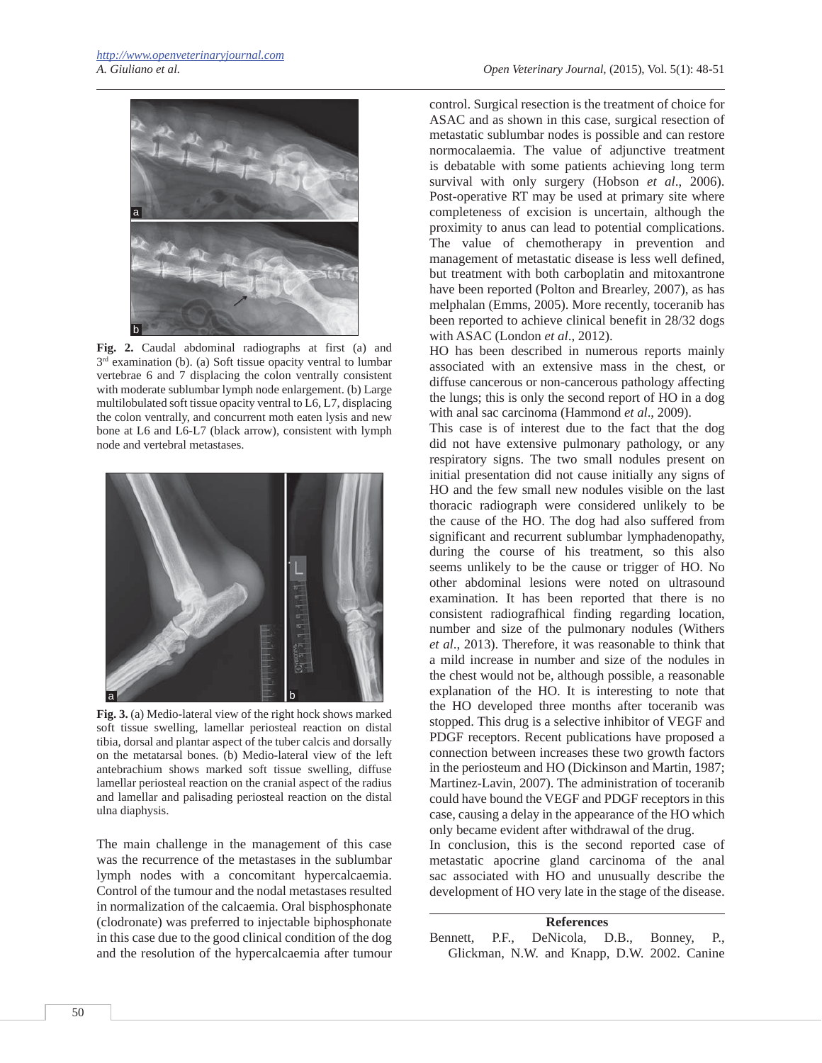**Fig. 2.** Caudal abdominal radiographs at first (a) and 3rd examination (b). (a) Soft tissue opacity ventral to lumbar vertebrae 6 and 7 displacing the colon ventrally consistent with moderate sublumbar lymph node enlargement. (b) Large multilobulated soft tissue opacity ventral to L6, L7, displacing the colon ventrally, and concurrent moth eaten lysis and new bone at L6 and L6-L7 (black arrow), consistent with lymph node and vertebral metastases.

**Fig. 3.** (a) Medio-lateral view of the right hock shows marked soft tissue swelling, lamellar periosteal reaction on distal tibia, dorsal and plantar aspect of the tuber calcis and dorsally on the metatarsal bones. (b) Medio-lateral view of the left antebrachium shows marked soft tissue swelling, diffuse lamellar periosteal reaction on the cranial aspect of the radius and lamellar and palisading periosteal reaction on the distal ulna diaphysis.

The main challenge in the management of this case was the recurrence of the metastases in the sublumbar lymph nodes with a concomitant hypercalcaemia. Control of the tumour and the nodal metastases resulted in normalization of the calcaemia. Oral bisphosphonate (clodronate) was preferred to injectable biphosphonate in this case due to the good clinical condition of the dog and the resolution of the hypercalcaemia after tumour control. Surgical resection is the treatment of choice for ASAC and as shown in this case, surgical resection of metastatic sublumbar nodes is possible and can restore normocalaemia. The value of adjunctive treatment is debatable with some patients achieving long term survival with only surgery (Hobson *et al*., 2006). Post-operative RT may be used at primary site where completeness of excision is uncertain, although the proximity to anus can lead to potential complications. The value of chemotherapy in prevention and management of metastatic disease is less well defined, but treatment with both carboplatin and mitoxantrone have been reported (Polton and Brearley, 2007), as has melphalan (Emms, 2005). More recently, toceranib has been reported to achieve clinical benefit in 28/32 dogs with ASAC (London *et al*., 2012).

HO has been described in numerous reports mainly associated with an extensive mass in the chest, or diffuse cancerous or non-cancerous pathology affecting the lungs; this is only the second report of HO in a dog with anal sac carcinoma (Hammond *et al*., 2009).

This case is of interest due to the fact that the dog did not have extensive pulmonary pathology, or any respiratory signs. The two small nodules present on initial presentation did not cause initially any signs of HO and the few small new nodules visible on the last thoracic radiograph were considered unlikely to be the cause of the HO. The dog had also suffered from significant and recurrent sublumbar lymphadenopathy, during the course of his treatment, so this also seems unlikely to be the cause or trigger of HO. No other abdominal lesions were noted on ultrasound examination. It has been reported that there is no consistent radiografhical finding regarding location, number and size of the pulmonary nodules (Withers *et al*., 2013). Therefore, it was reasonable to think that a mild increase in number and size of the nodules in the chest would not be, although possible, a reasonable explanation of the HO. It is interesting to note that the HO developed three months after toceranib was stopped. This drug is a selective inhibitor of VEGF and PDGF receptors. Recent publications have proposed a connection between increases these two growth factors in the periosteum and HO (Dickinson and Martin, 1987; Martinez-Lavin, 2007). The administration of toceranib could have bound the VEGF and PDGF receptors in this case, causing a delay in the appearance of the HO which only became evident after withdrawal of the drug.

In conclusion, this is the second reported case of metastatic apocrine gland carcinoma of the anal sac associated with HO and unusually describe the development of HO very late in the stage of the disease.

## References

Bennett, P.F., DeNicola, D.B., Bonney, P., Glickman, N.W. and Knapp, D.W. 2002. Canine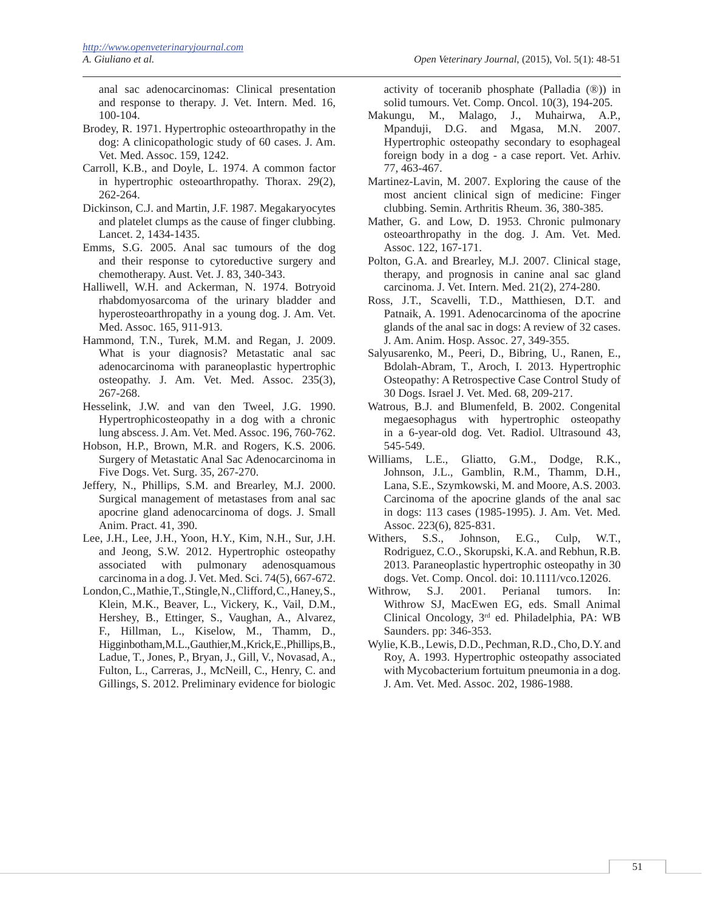anal sac adenocarcinomas: Clinical presentation and response to therapy. J. Vet. Intern. Med. 16, 100-104.

Brodey, R. 1971. Hypertrophic osteoarthropathy in the dog: A clinicopathologic study of 60 cases. J. Am. Vet. Med. Assoc. 159, 1242.

Carroll, K.B., and Doyle, L. 1974. A common factor in hypertrophic osteoarthropathy. Thorax. 29(2), 262-264.

Dickinson, C.J. and Martin, J.F. 1987. Megakaryocytes and platelet clumps as the cause of finger clubbing. Lancet. 2, 1434-1435.

Emms, S.G. 2005. Anal sac tumours of the dog and their response to cytoreductive surgery and chemotherapy. Aust. Vet. J. 83, 340-343.

Halliwell, W.H. and Ackerman, N. 1974. Botryoid rhabdomyosarcoma of the urinary bladder and hyperosteoarthropathy in a young dog. J. Am. Vet. Med. Assoc. 165, 911-913.

Hammond, T.N., Turek, M.M. and Regan, J. 2009. What is your diagnosis? Metastatic anal sac adenocarcinoma with paraneoplastic hypertrophic osteopathy. J. Am. Vet. Med. Assoc. 235(3), 267-268.

Hesselink, J.W. and van den Tweel, J.G. 1990. Hypertrophicosteopathy in a dog with a chronic lung abscess. J. Am. Vet. Med. Assoc. 196, 760-762.

Hobson, H.P., Brown, M.R. and Rogers, K.S. 2006. Surgery of Metastatic Anal Sac Adenocarcinoma in Five Dogs. Vet. Surg. 35, 267-270.

Jeffery, N., Phillips, S.M. and Brearley, M.J. 2000. Surgical management of metastases from anal sac apocrine gland adenocarcinoma of dogs. J. Small Anim. Pract. 41, 390.

Lee, J.H., Lee, J.H., Yoon, H.Y., Kim, N.H., Sur, J.H. and Jeong, S.W. 2012. Hypertrophic osteopathy associated with pulmonary adenosquamous carcinoma in a dog. J. Vet. Med. Sci. 74(5), 667-672.

London, C., Mathie, T., Stingle, N., Clifford, C., Haney, S., Klein, M.K., Beaver, L., Vickery, K., Vail, D.M., Hershey, B., Ettinger, S., Vaughan, A., Alvarez, F., Hillman, L., Kiselow, M., Thamm, D., Higginbotham, M.L., Gauthier, M., Krick, E., Phillips, B., Ladue, T., Jones, P., Bryan, J., Gill, V., Novasad, A., Fulton, L., Carreras, J., McNeill, C., Henry, C. and Gillings, S. 2012. Preliminary evidence for biologic activity of toceranib phosphate (Palladia (®)) in solid tumours. Vet. Comp. Oncol. 10(3), 194-205.

Makungu, M., Malago, J., Muhairwa, A.P., Mpanduji, D.G. and Mgasa, M.N. 2007. Hypertrophic osteopathy secondary to esophageal foreign body in a dog - a case report. Vet. Arhiv. 77, 463-467.

Martinez-Lavin, M. 2007. Exploring the cause of the most ancient clinical sign of medicine: Finger clubbing. Semin. Arthritis Rheum. 36, 380-385.

Mather, G. and Low, D. 1953. Chronic pulmonary osteoarthropathy in the dog. J. Am. Vet. Med. Assoc. 122, 167-171.

Polton, G.A. and Brearley, M.J. 2007. Clinical stage, therapy, and prognosis in canine anal sac gland carcinoma. J. Vet. Intern. Med. 21(2), 274-280.

Ross, J.T., Scavelli, T.D., Matthiesen, D.T. and Patnaik, A. 1991. Adenocarcinoma of the apocrine glands of the anal sac in dogs: A review of 32 cases. J. Am. Anim. Hosp. Assoc. 27, 349-355.

Salyusarenko, M., Peeri, D., Bibring, U., Ranen, E., Bdolah-Abram, T., Aroch, I. 2013. Hypertrophic Osteopathy: A Retrospective Case Control Study of 30 Dogs. Israel J. Vet. Med. 68, 209-217.

Watrous, B.J. and Blumenfeld, B. 2002. Congenital megaesophagus with hypertrophic osteopathy in a 6-year-old dog. Vet. Radiol. Ultrasound 43, 545-549.

Williams, L.E., Gliatto, G.M., Dodge, R.K., Johnson, J.L., Gamblin, R.M., Thamm, D.H., Lana, S.E., Szymkowski, M. and Moore, A.S. 2003. Carcinoma of the apocrine glands of the anal sac in dogs: 113 cases (1985-1995). J. Am. Vet. Med. Assoc. 223(6), 825-831.

Withers, S.S., Johnson, E.G., Culp, W.T., Rodriguez, C.O., Skorupski, K.A. and Rebhun, R.B. 2013. Paraneoplastic hypertrophic osteopathy in 30 dogs. Vet. Comp. Oncol. doi: 10.1111/vco.12026.

Withrow, S.J. 2001. Perianal tumors. In: Withrow SJ, MacEwen EG, eds. Small Animal Clinical Oncology, 3rd ed. Philadelphia, PA: WB Saunders. pp: 346-353.

Wylie, K.B., Lewis, D.D., Pechman, R.D., Cho, D.Y. and Roy, A. 1993. Hypertrophic osteopathy associated with Mycobacterium fortuitum pneumonia in a dog. J. Am. Vet. Med. Assoc. 202, 1986-1988.